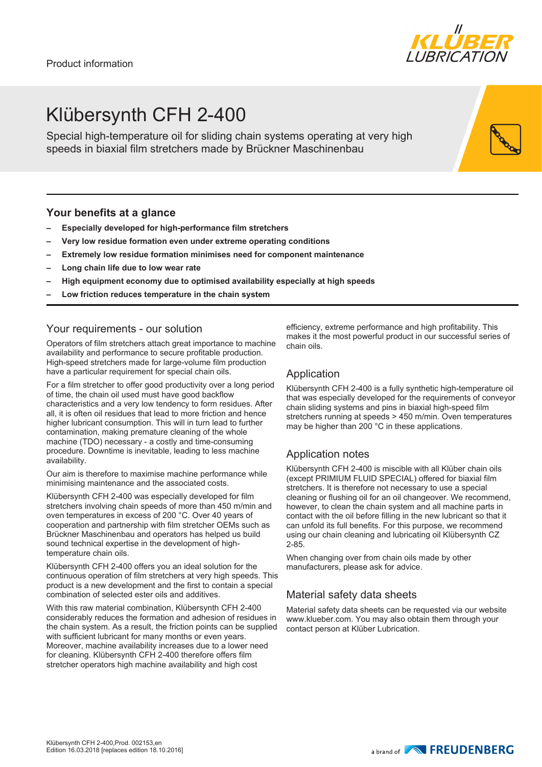Product information

# Klübersynth CFH 2-400

Special high-temperature oil for sliding chain systems operating at very high speeds in biaxial film stretchers made by Brückner Maschinenbau

## Your benefits at a glance

- **Especially developed for high-performance film stretchers**
- **Very low residue formation even under extreme operating conditions**
- **Extremely low residue formation minimises need for component maintenance**
- **Long chain life due to low wear rate**
- **High equipment economy due to optimised availability especially at high speeds**
- **Low friction reduces temperature in the chain system**

## Your requirements - our solution

Operators of film stretchers attach great importance to machine availability and performance to secure profitable production. High-speed stretchers made for large-volume film production have a particular requirement for special chain oils.

For a film stretcher to offer good productivity over a long period of time, the chain oil used must have good backflow characteristics and a very low tendency to form residues. After all, it is often oil residues that lead to more friction and hence higher lubricant consumption. This will in turn lead to further contamination, making premature cleaning of the whole machine (TDO) necessary - a costly and time-consuming procedure. Downtime is inevitable, leading to less machine availability.

Our aim is therefore to maximise machine performance while minimising maintenance and the associated costs.

Klübersynth CFH 2-400 was especially developed for film stretchers involving chain speeds of more than 450 m/min and oven temperatures in excess of 200 °C. Over 40 years of cooperation and partnership with film stretcher OEMs such as Brückner Maschinenbau and operators has helped us build sound technical expertise in the development of high-temperature chain oils.

Klübersynth CFH 2-400 offers you an ideal solution for the continuous operation of film stretchers at very high speeds. This product is a new development and the first to contain a special combination of selected ester oils and additives.

With this raw material combination, Klübersynth CFH 2-400 considerably reduces the formation and adhesion of residues in the chain system. As a result, the friction points can be supplied with sufficient lubricant for many months or even years. Moreover, machine availability increases due to a lower need for cleaning. Klübersynth CFH 2-400 therefore offers film stretcher operators high machine availability and high cost efficiency, extreme performance and high profitability. This makes it the most powerful product in our successful series of chain oils.

## Application

Klübersynth CFH 2-400 is a fully synthetic high-temperature oil that was especially developed for the requirements of conveyor chain sliding systems and pins in biaxial high-speed film stretchers running at speeds > 450 m/min. Oven temperatures may be higher than 200 °C in these applications.

## Application notes

Klübersynth CFH 2-400 is miscible with all Klüber chain oils (except PRIMIUM FLUID SPECIAL) offered for biaxial film stretchers. It is therefore not necessary to use a special cleaning or flushing oil for an oil changeover. We recommend, however, to clean the chain system and all machine parts in contact with the oil before filling in the new lubricant so that it can unfold its full benefits. For this purpose, we recommend using our chain cleaning and lubricating oil Klübersynth CZ 2-85.

When changing over from chain oils made by other manufacturers, please ask for advice.

## Material safety data sheets

Material safety data sheets can be requested via our website www.klueber.com. You may also obtain them through your contact person at Klüber Lubrication.

Klübersynth CFH 2-400,Prod. 002153,en
Edition 16.03.2018 [replaces edition 18.10.2016]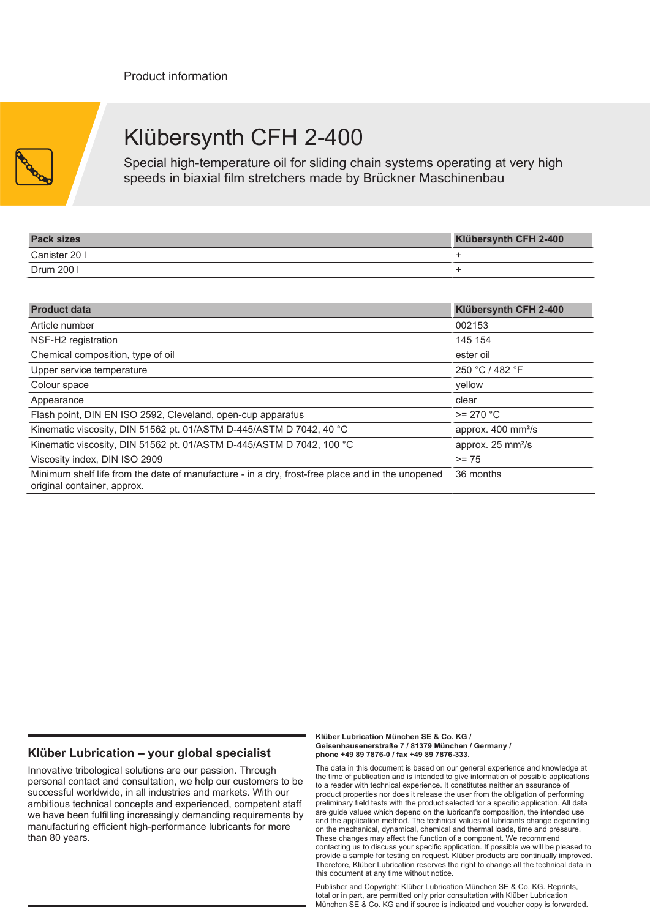Product information

# Klübersynth CFH 2-400

Special high-temperature oil for sliding chain systems operating at very high speeds in biaxial film stretchers made by Brückner Maschinenbau

| Pack sizes | Klübersynth CFH 2-400 |
| --- | --- |
| Canister 20 l | + |
| Drum 200 l | + |

| Product data | Klübersynth CFH 2-400 |
| --- | --- |
| Article number | 002153 |
| NSF-H2 registration | 145 154 |
| Chemical composition, type of oil | ester oil |
| Upper service temperature | 250 °C / 482 °F |
| Colour space | yellow |
| Appearance | clear |
| Flash point, DIN EN ISO 2592, Cleveland, open-cup apparatus | >= 270 °C |
| Kinematic viscosity, DIN 51562 pt. 01/ASTM D-445/ASTM D 7042, 40 °C | approx. 400 mm²/s |
| Kinematic viscosity, DIN 51562 pt. 01/ASTM D-445/ASTM D 7042, 100 °C | approx. 25 mm²/s |
| Viscosity index, DIN ISO 2909 | >= 75 |
| Minimum shelf life from the date of manufacture - in a dry, frost-free place and in the unopened original container, approx. | 36 months |

## Klüber Lubrication – your global specialist

Innovative tribological solutions are our passion. Through personal contact and consultation, we help our customers to be successful worldwide, in all industries and markets. With our ambitious technical concepts and experienced, competent staff we have been fulfilling increasingly demanding requirements by manufacturing efficient high-performance lubricants for more than 80 years.

**Klüber Lubrication München SE & Co. KG / Geisenhausenerstraße 7 / 81379 München / Germany / phone +49 89 7876-0 / fax +49 89 7876-333.**

The data in this document is based on our general experience and knowledge at the time of publication and is intended to give information of possible applications to a reader with technical experience. It constitutes neither an assurance of product properties nor does it release the user from the obligation of performing preliminary field tests with the product selected for a specific application. All data are guide values which depend on the lubricant's composition, the intended use and the application method. The technical values of lubricants change depending on the mechanical, dynamical, chemical and thermal loads, time and pressure. These changes may affect the function of a component. We recommend contacting us to discuss your specific application. If possible we will be pleased to provide a sample for testing on request. Klüber products are continually improved. Therefore, Klüber Lubrication reserves the right to change all the technical data in this document at any time without notice.

Publisher and Copyright: Klüber Lubrication München SE & Co. KG. Reprints, total or in part, are permitted only prior consultation with Klüber Lubrication München SE & Co. KG and if source is indicated and voucher copy is forwarded.